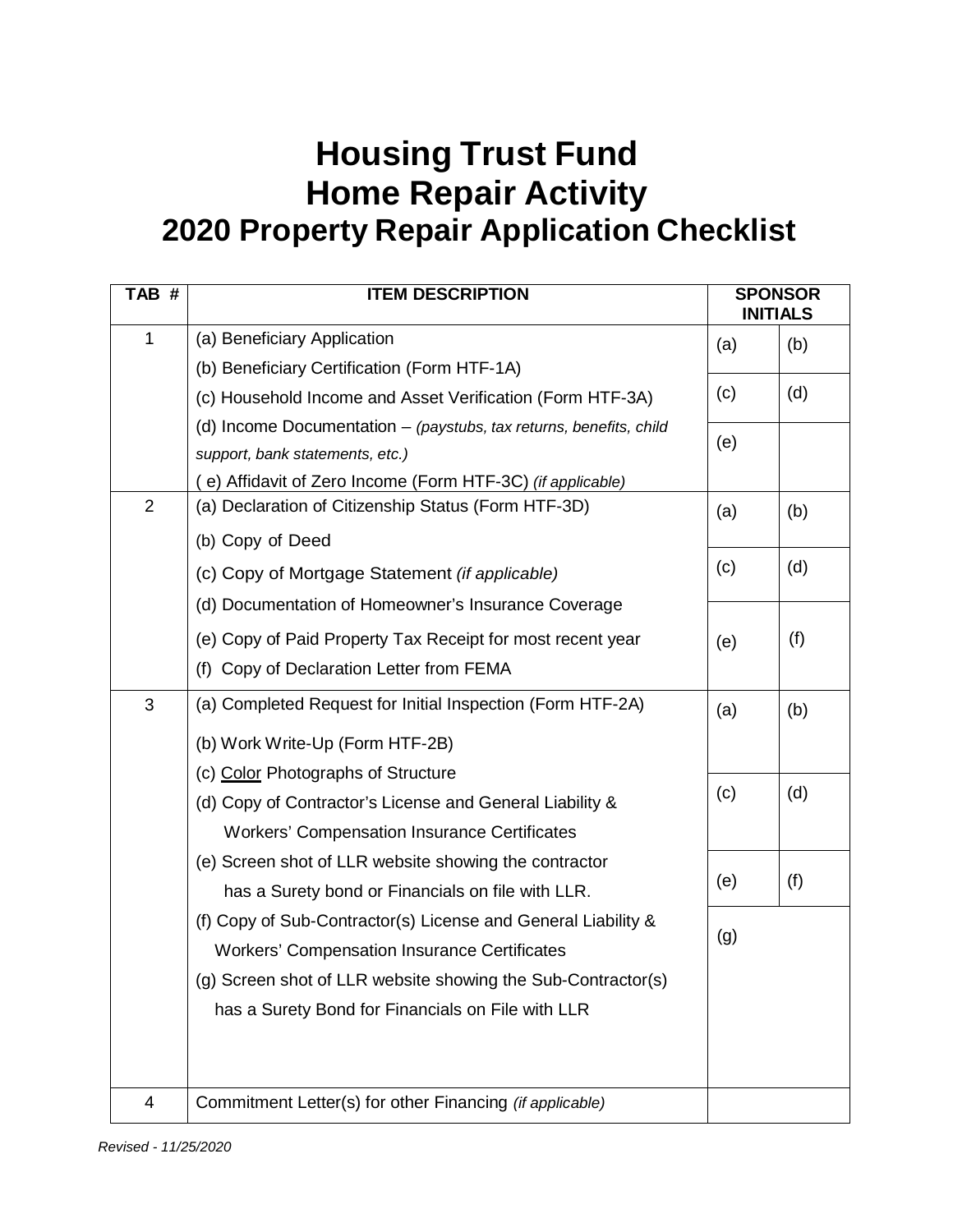# Housing Trust Fund
# Home Repair Activity
# 2020 Property Repair Application Checklist

| TAB # | ITEM DESCRIPTION | SPONSOR INITIALS | |
|---|---|---|---|
| 1 | (a) Beneficiary Application<br>(b) Beneficiary Certification (Form HTF-1A)<br>(c) Household Income and Asset Verification (Form HTF-3A)<br>(d) Income Documentation – *(paystubs, tax returns, benefits, child support, bank statements, etc.)*<br>( e) Affidavit of Zero Income (Form HTF-3C) *(if applicable)* | (a)<br>(c)<br>(e) | (b)<br>(d) |
| 2 | (a) Declaration of Citizenship Status (Form HTF-3D)<br>(b) Copy of Deed<br>(c) Copy of Mortgage Statement *(if applicable)*<br>(d) Documentation of Homeowner's Insurance Coverage<br>(e) Copy of Paid Property Tax Receipt for most recent year<br>(f) Copy of Declaration Letter from FEMA | (a)<br>(c)<br>(e) | (b)<br>(d)<br>(f) |
| 3 | (a) Completed Request for Initial Inspection (Form HTF-2A)<br>(b) Work Write-Up (Form HTF-2B)<br>(c) Color Photographs of Structure<br>(d) Copy of Contractor's License and General Liability & Workers' Compensation Insurance Certificates<br>(e) Screen shot of LLR website showing the contractor has a Surety bond or Financials on file with LLR.<br>(f) Copy of Sub-Contractor(s) License and General Liability & Workers' Compensation Insurance Certificates<br>(g) Screen shot of LLR website showing the Sub-Contractor(s) has a Surety Bond for Financials on File with LLR | (a)<br>(c)<br>(e)<br>(g) | (b)<br>(d)<br>(f) |
| 4 | Commitment Letter(s) for other Financing *(if applicable)* | | |

*Revised - 11/25/2020*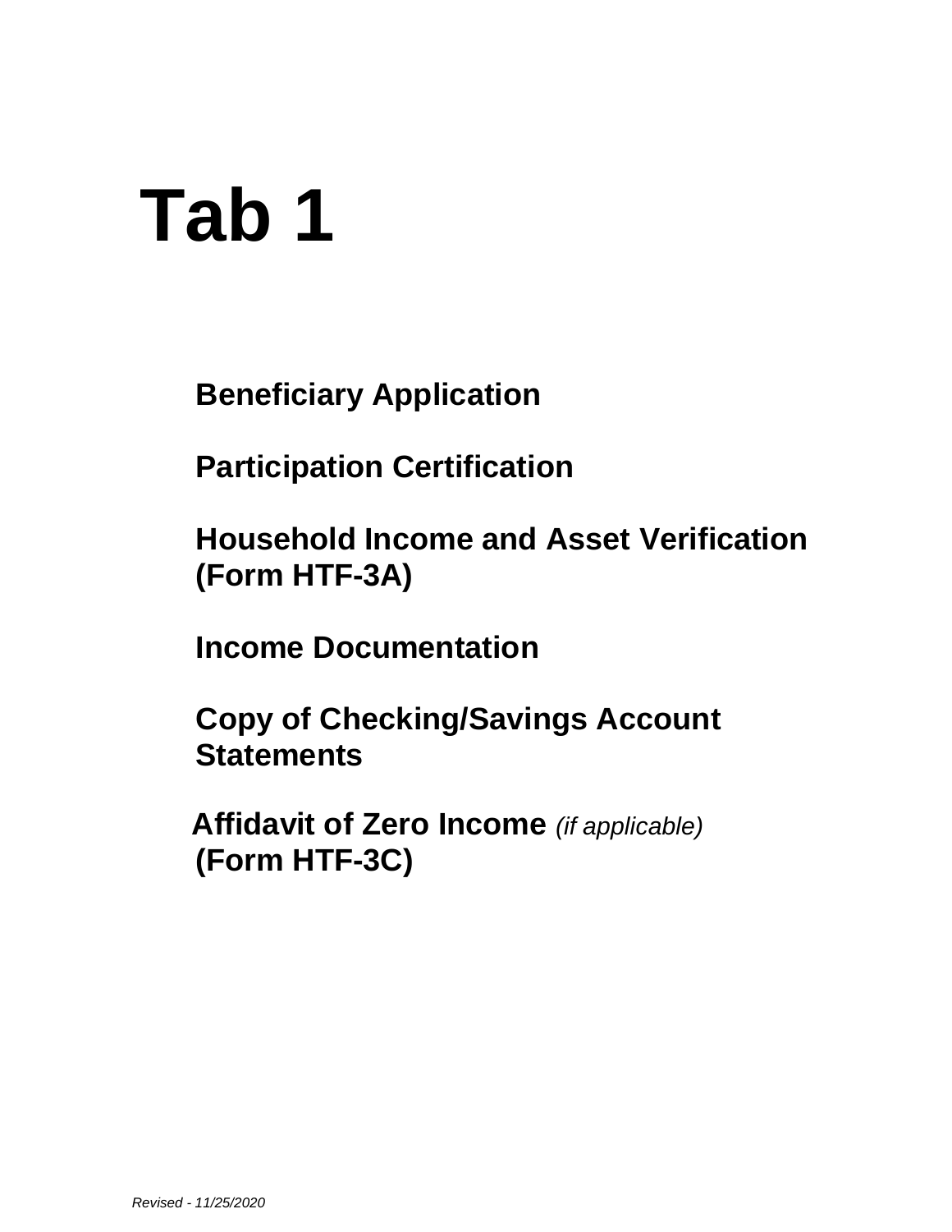# Tab 1

**Beneficiary Application**

**Participation Certification**

**Household Income and Asset Verification (Form HTF-3A)**

**Income Documentation**

**Copy of Checking/Savings Account Statements**

**Affidavit of Zero Income** *(if applicable)* **(Form HTF-3C)**

*Revised - 11/25/2020*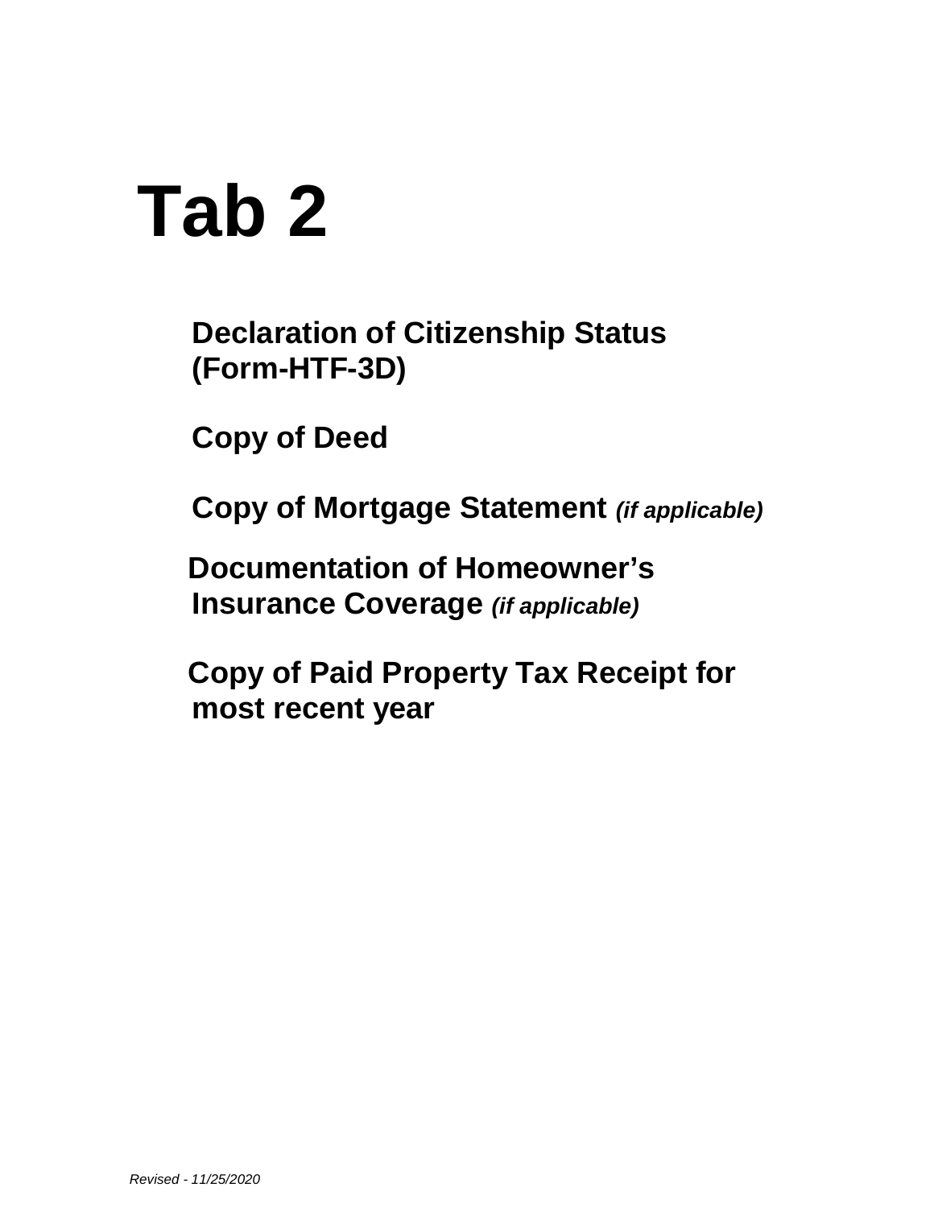# Tab 2

**Declaration of Citizenship Status (Form-HTF-3D)**

**Copy of Deed**

**Copy of Mortgage Statement** ***(if applicable)***

**Documentation of Homeowner's Insurance Coverage** ***(if applicable)***

**Copy of Paid Property Tax Receipt for most recent year**

*Revised - 11/25/2020*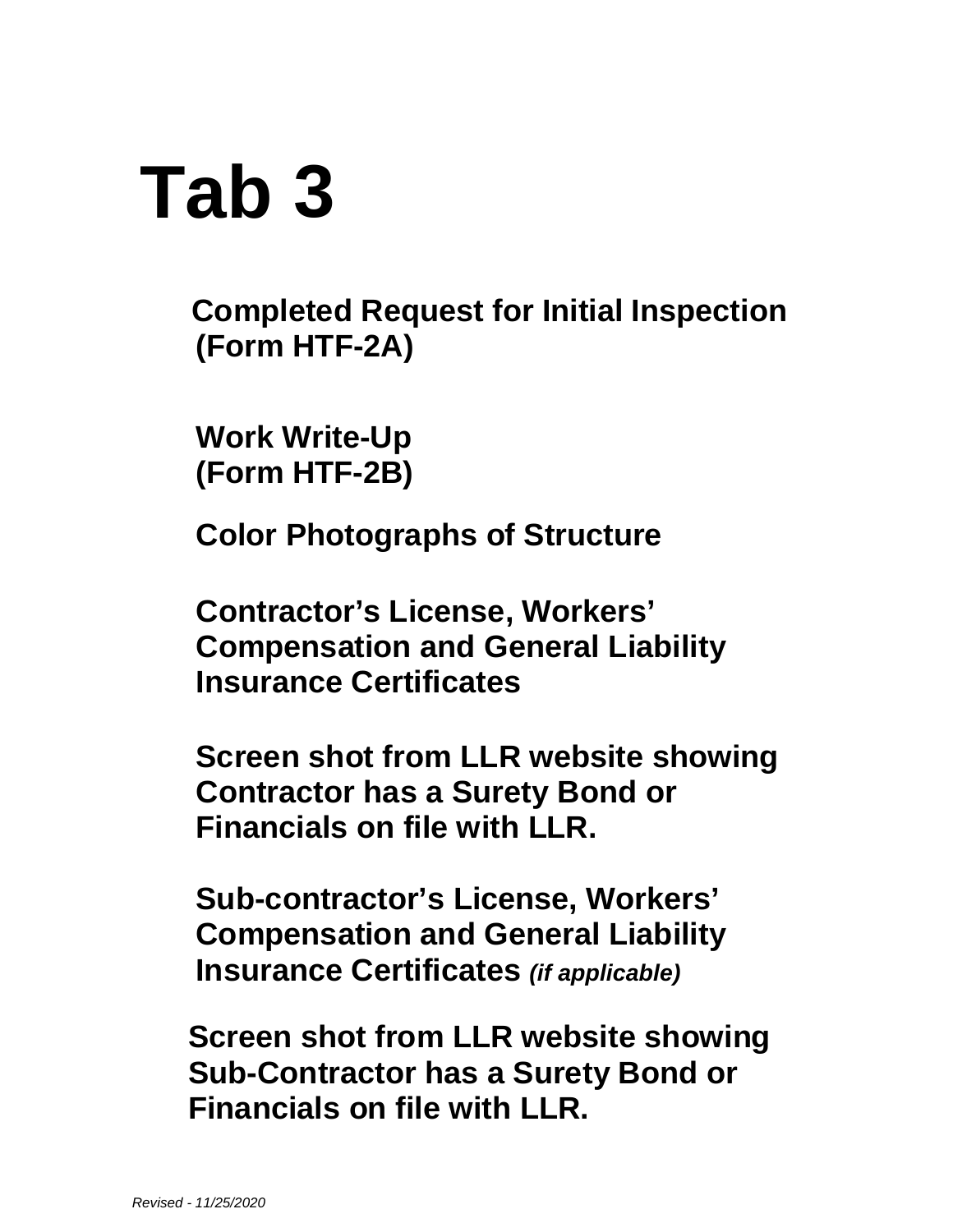# Tab 3

**Completed Request for Initial Inspection (Form HTF-2A)**

**Work Write-Up (Form HTF-2B)**

**Color Photographs of Structure**

**Contractor's License, Workers' Compensation and General Liability Insurance Certificates**

**Screen shot from LLR website showing Contractor has a Surety Bond or Financials on file with LLR.**

**Sub-contractor's License, Workers' Compensation and General Liability Insurance Certificates** ***(if applicable)***

**Screen shot from LLR website showing Sub-Contractor has a Surety Bond or Financials on file with LLR.**

*Revised - 11/25/2020*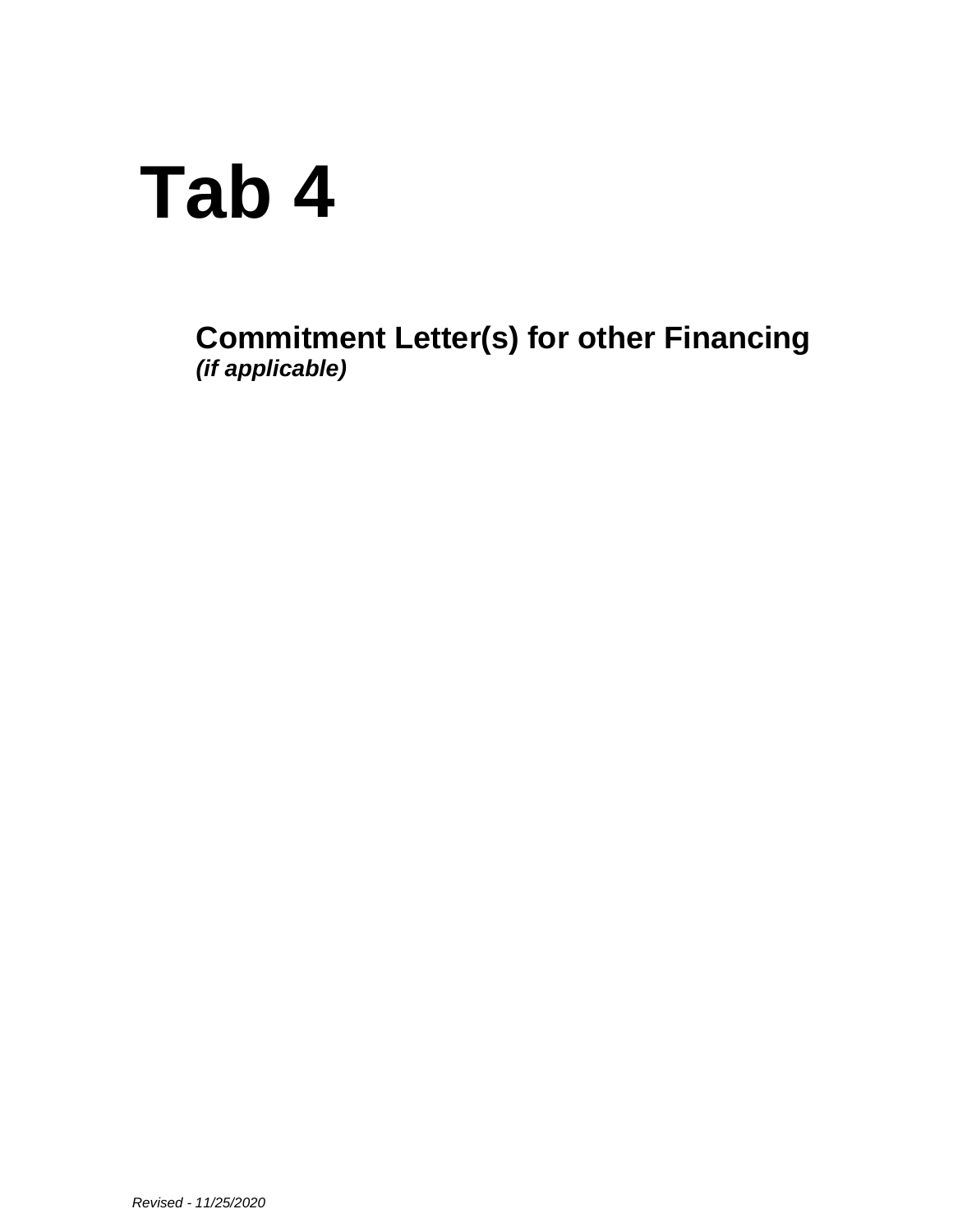# Tab 4

## Commitment Letter(s) for other Financing

***(if applicable)***

*Revised - 11/25/2020*